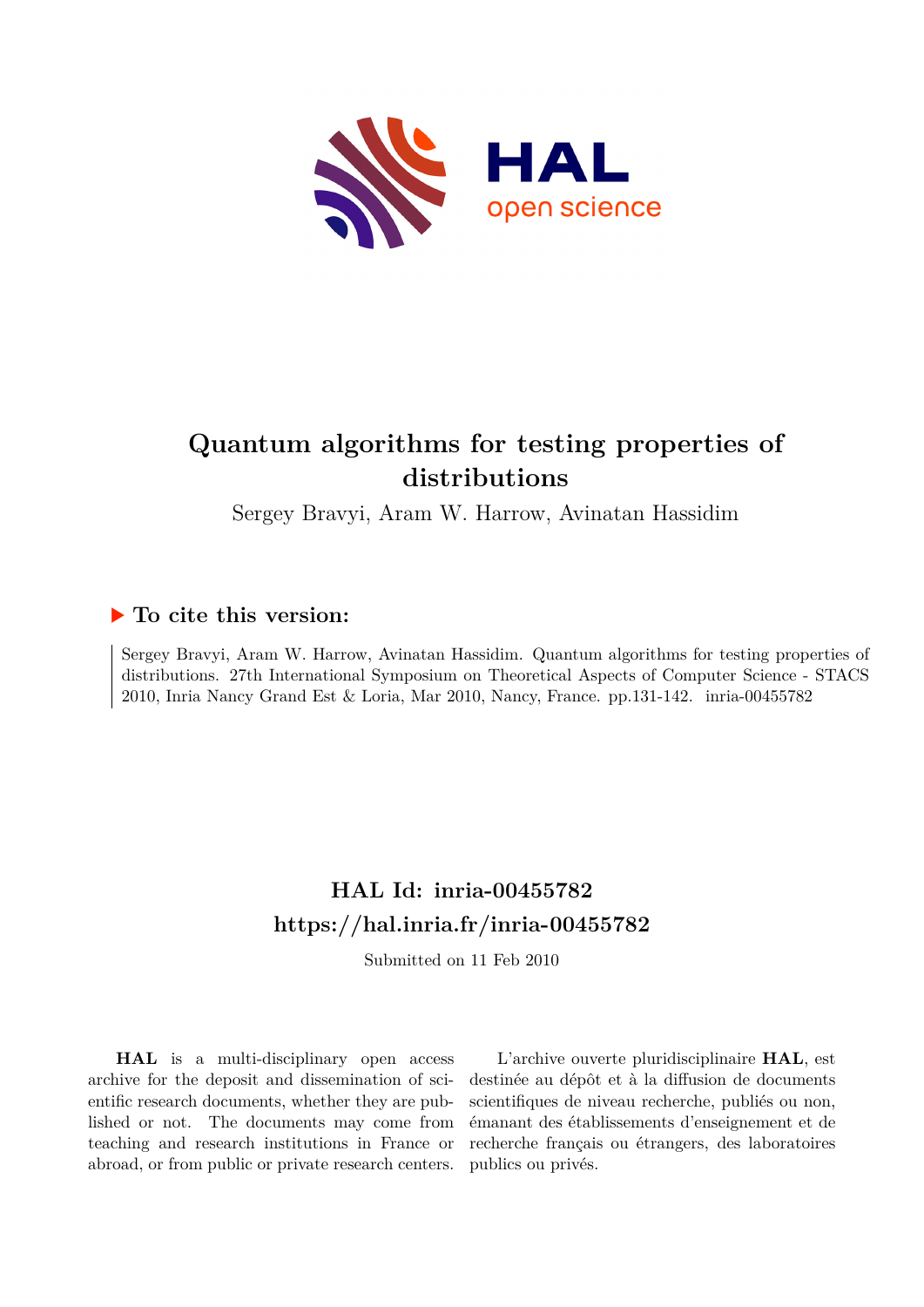# Quantum algorithms for testing properties of distributions

Sergey Bravyi, Aram W. Harrow, Avinatan Hassidim

## ▶ To cite this version:

Sergey Bravyi, Aram W. Harrow, Avinatan Hassidim. Quantum algorithms for testing properties of distributions. 27th International Symposium on Theoretical Aspects of Computer Science - STACS 2010, Inria Nancy Grand Est & Loria, Mar 2010, Nancy, France. pp.131-142. inria-00455782

## HAL Id: inria-00455782
## https://hal.inria.fr/inria-00455782

Submitted on 11 Feb 2010

**HAL** is a multi-disciplinary open access archive for the deposit and dissemination of scientific research documents, whether they are published or not. The documents may come from teaching and research institutions in France or abroad, or from public or private research centers.

L'archive ouverte pluridisciplinaire **HAL**, est destinée au dépôt et à la diffusion de documents scientifiques de niveau recherche, publiés ou non, émanant des établissements d'enseignement et de recherche français ou étrangers, des laboratoires publics ou privés.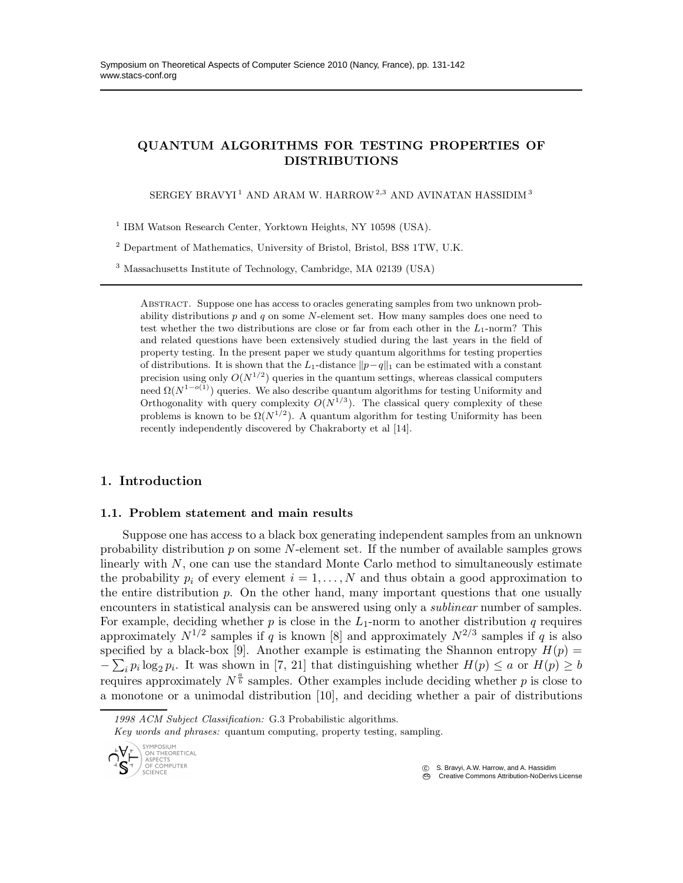# QUANTUM ALGORITHMS FOR TESTING PROPERTIES OF DISTRIBUTIONS

SERGEY BRAVYI [1] AND ARAM W. HARROW [2,3] AND AVINATAN HASSIDIM [3]

[1] IBM Watson Research Center, Yorktown Heights, NY 10598 (USA).

[2] Department of Mathematics, University of Bristol, Bristol, BS8 1TW, U.K.

[3] Massachusetts Institute of Technology, Cambridge, MA 02139 (USA)

Abstract. Suppose one has access to oracles generating samples from two unknown probability distributions $p$ and $q$ on some $N$-element set. How many samples does one need to test whether the two distributions are close or far from each other in the $L_1$-norm? This and related questions have been extensively studied during the last years in the field of property testing. In the present paper we study quantum algorithms for testing properties of distributions. It is shown that the $L_1$-distance $\|p-q\|_1$ can be estimated with a constant precision using only $O(N^{1/2})$ queries in the quantum settings, whereas classical computers need $\Omega(N^{1-o(1)})$ queries. We also describe quantum algorithms for testing Uniformity and Orthogonality with query complexity $O(N^{1/3})$. The classical query complexity of these problems is known to be $\Omega(N^{1/2})$. A quantum algorithm for testing Uniformity has been recently independently discovered by Chakraborty et al [14].

## 1. Introduction

### 1.1. Problem statement and main results

Suppose one has access to a black box generating independent samples from an unknown probability distribution $p$ on some $N$-element set. If the number of available samples grows linearly with $N$, one can use the standard Monte Carlo method to simultaneously estimate the probability $p_i$ of every element $i = 1, \ldots, N$ and thus obtain a good approximation to the entire distribution $p$. On the other hand, many important questions that one usually encounters in statistical analysis can be answered using only a *sublinear* number of samples. For example, deciding whether $p$ is close in the $L_1$-norm to another distribution $q$ requires approximately $N^{1/2}$ samples if $q$ is known [8] and approximately $N^{2/3}$ samples if $q$ is also specified by a black-box [9]. Another example is estimating the Shannon entropy $H(p) = -\sum_i p_i \log_2 p_i$. It was shown in [7, 21] that distinguishing whether $H(p) \le a$ or $H(p) \ge b$ requires approximately $N^{\frac{a}{b}}$ samples. Other examples include deciding whether $p$ is close to a monotone or a unimodal distribution [10], and deciding whether a pair of distributions

*1998 ACM Subject Classification:* G.3 Probabilistic algorithms.

*Key words and phrases:* quantum computing, property testing, sampling.

© S. Bravyi, A.W. Harrow, and A. Hassidim
Creative Commons Attribution-NoDerivs License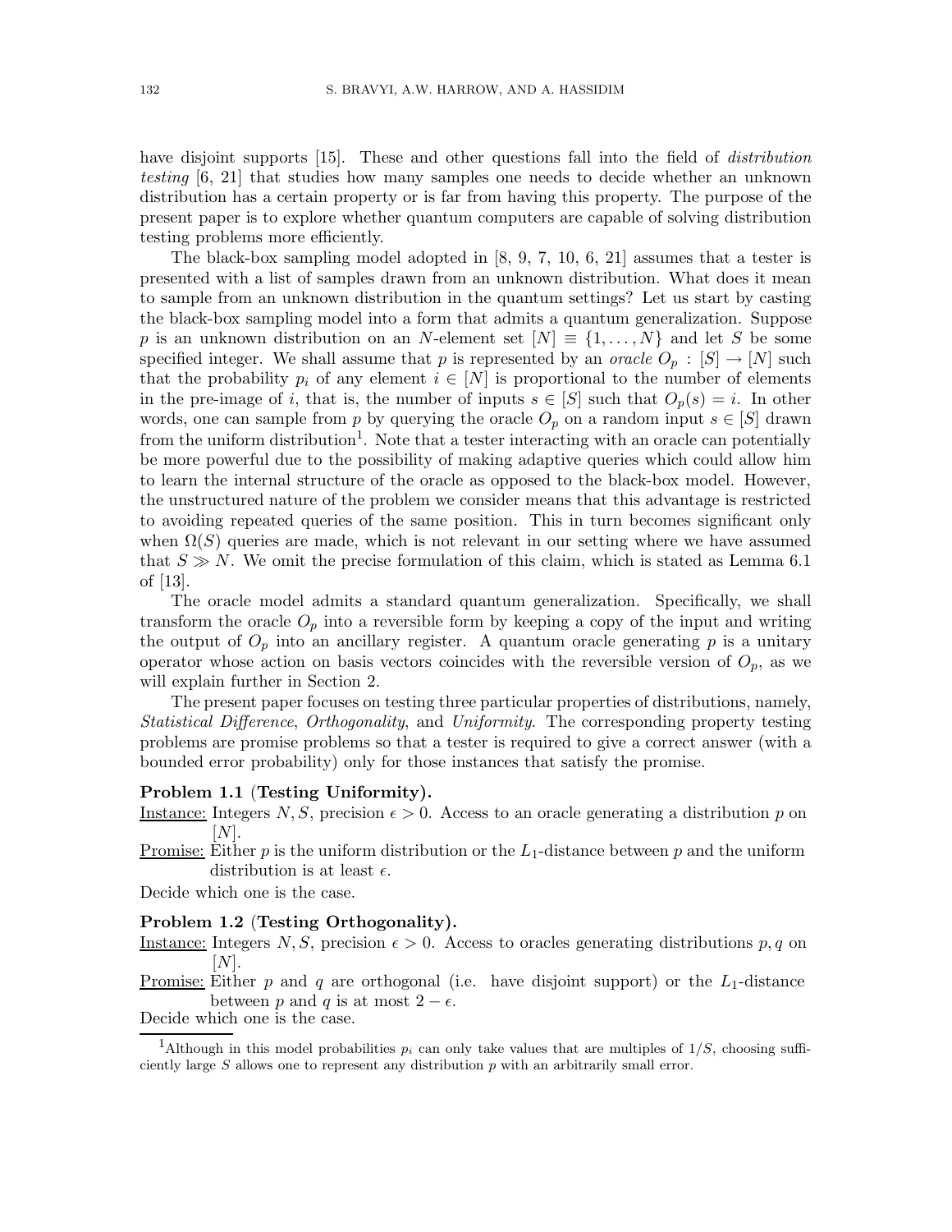have disjoint supports [15]. These and other questions fall into the field of *distribution testing* [6, 21] that studies how many samples one needs to decide whether an unknown distribution has a certain property or is far from having this property. The purpose of the present paper is to explore whether quantum computers are capable of solving distribution testing problems more efficiently.

The black-box sampling model adopted in [8, 9, 7, 10, 6, 21] assumes that a tester is presented with a list of samples drawn from an unknown distribution. What does it mean to sample from an unknown distribution in the quantum settings? Let us start by casting the black-box sampling model into a form that admits a quantum generalization. Suppose $p$ is an unknown distribution on an $N$-element set $[N] \equiv \{1, \ldots, N\}$ and let $S$ be some specified integer. We shall assume that $p$ is represented by an *oracle* $O_p : [S] \to [N]$ such that the probability $p_i$ of any element $i \in [N]$ is proportional to the number of elements in the pre-image of $i$, that is, the number of inputs $s \in [S]$ such that $O_p(s) = i$. In other words, one can sample from $p$ by querying the oracle $O_p$ on a random input $s \in [S]$ drawn from the uniform distribution[1]. Note that a tester interacting with an oracle can potentially be more powerful due to the possibility of making adaptive queries which could allow him to learn the internal structure of the oracle as opposed to the black-box model. However, the unstructured nature of the problem we consider means that this advantage is restricted to avoiding repeated queries of the same position. This in turn becomes significant only when $\Omega(S)$ queries are made, which is not relevant in our setting where we have assumed that $S \gg N$. We omit the precise formulation of this claim, which is stated as Lemma 6.1 of [13].

The oracle model admits a standard quantum generalization. Specifically, we shall transform the oracle $O_p$ into a reversible form by keeping a copy of the input and writing the output of $O_p$ into an ancillary register. A quantum oracle generating $p$ is a unitary operator whose action on basis vectors coincides with the reversible version of $O_p$, as we will explain further in Section 2.

The present paper focuses on testing three particular properties of distributions, namely, *Statistical Difference*, *Orthogonality*, and *Uniformity*. The corresponding property testing problems are promise problems so that a tester is required to give a correct answer (with a bounded error probability) only for those instances that satisfy the promise.

**Problem 1.1 (Testing Uniformity).**

Instance: Integers $N, S$, precision $\epsilon > 0$. Access to an oracle generating a distribution $p$ on $[N]$.

Promise: Either $p$ is the uniform distribution or the $L_1$-distance between $p$ and the uniform distribution is at least $\epsilon$.

Decide which one is the case.

**Problem 1.2 (Testing Orthogonality).**

Instance: Integers $N, S$, precision $\epsilon > 0$. Access to oracles generating distributions $p, q$ on $[N]$.

Promise: Either $p$ and $q$ are orthogonal (i.e. have disjoint support) or the $L_1$-distance between $p$ and $q$ is at most $2 - \epsilon$.

Decide which one is the case.

[1] Although in this model probabilities $p_i$ can only take values that are multiples of $1/S$, choosing sufficiently large $S$ allows one to represent any distribution $p$ with an arbitrarily small error.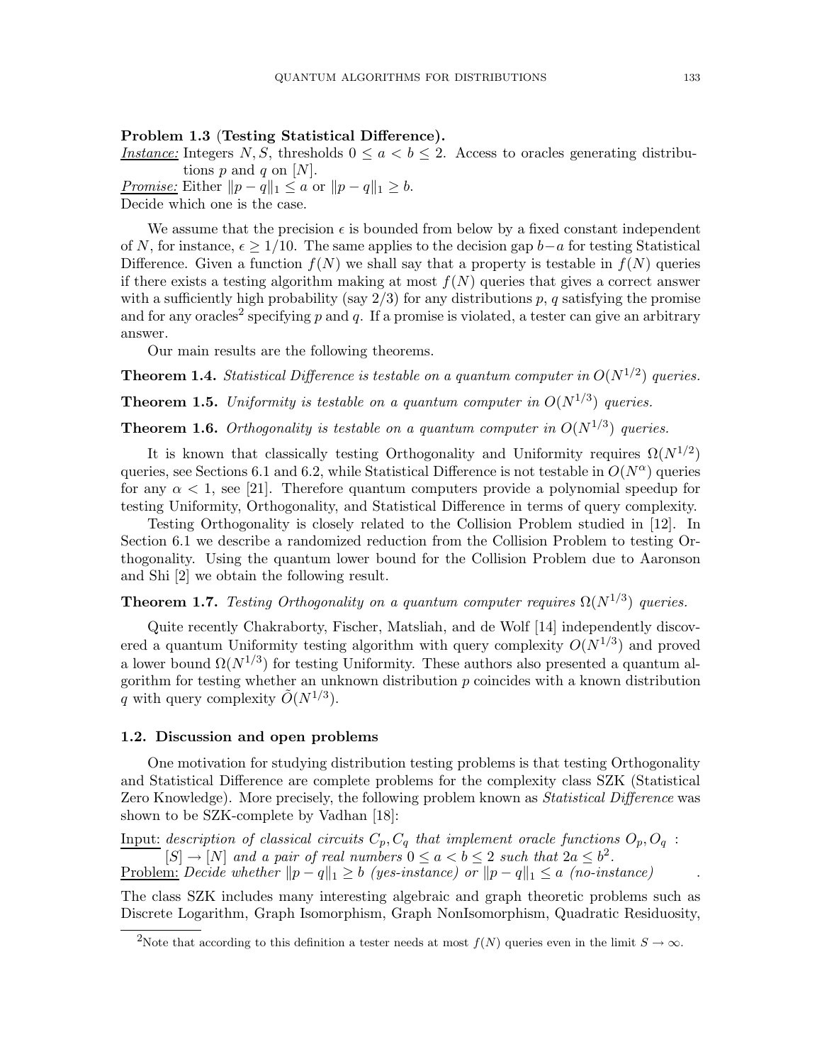**Problem 1.3** (**Testing Statistical Difference**).

*Instance:* Integers $N, S$, thresholds $0 \le a < b \le 2$. Access to oracles generating distributions $p$ and $q$ on $[N]$.

*Promise:* Either $\|p - q\|_1 \le a$ or $\|p - q\|_1 \ge b$.

Decide which one is the case.

We assume that the precision $\epsilon$ is bounded from below by a fixed constant independent of $N$, for instance, $\epsilon \ge 1/10$. The same applies to the decision gap $b - a$ for testing Statistical Difference. Given a function $f(N)$ we shall say that a property is testable in $f(N)$ queries if there exists a testing algorithm making at most $f(N)$ queries that gives a correct answer with a sufficiently high probability (say $2/3$) for any distributions $p, q$ satisfying the promise and for any oracles[2] specifying $p$ and $q$. If a promise is violated, a tester can give an arbitrary answer.

Our main results are the following theorems.

**Theorem 1.4.** *Statistical Difference is testable on a quantum computer in $O(N^{1/2})$ queries.*

**Theorem 1.5.** *Uniformity is testable on a quantum computer in $O(N^{1/3})$ queries.*

**Theorem 1.6.** *Orthogonality is testable on a quantum computer in $O(N^{1/3})$ queries.*

It is known that classically testing Orthogonality and Uniformity requires $\Omega(N^{1/2})$ queries, see Sections 6.1 and 6.2, while Statistical Difference is not testable in $O(N^{\alpha})$ queries for any $\alpha < 1$, see [21]. Therefore quantum computers provide a polynomial speedup for testing Uniformity, Orthogonality, and Statistical Difference in terms of query complexity.

Testing Orthogonality is closely related to the Collision Problem studied in [12]. In Section 6.1 we describe a randomized reduction from the Collision Problem to testing Orthogonality. Using the quantum lower bound for the Collision Problem due to Aaronson and Shi [2] we obtain the following result.

**Theorem 1.7.** *Testing Orthogonality on a quantum computer requires $\Omega(N^{1/3})$ queries.*

Quite recently Chakraborty, Fischer, Matsliah, and de Wolf [14] independently discovered a quantum Uniformity testing algorithm with query complexity $O(N^{1/3})$ and proved a lower bound $\Omega(N^{1/3})$ for testing Uniformity. These authors also presented a quantum algorithm for testing whether an unknown distribution $p$ coincides with a known distribution $q$ with query complexity $\tilde{O}(N^{1/3})$.

## 1.2. Discussion and open problems

One motivation for studying distribution testing problems is that testing Orthogonality and Statistical Difference are complete problems for the complexity class SZK (Statistical Zero Knowledge). More precisely, the following problem known as *Statistical Difference* was shown to be SZK-complete by Vadhan [18]:

Input: *description of classical circuits $C_p, C_q$ that implement oracle functions $O_p, O_q$ : $[S] \to [N]$ and a pair of real numbers $0 \le a < b \le 2$ such that $2a \le b^2$.*

Problem: *Decide whether $\|p - q\|_1 \ge b$ (yes-instance) or $\|p - q\|_1 \le a$ (no-instance)*.

The class SZK includes many interesting algebraic and graph theoretic problems such as Discrete Logarithm, Graph Isomorphism, Graph NonIsomorphism, Quadratic Residuosity,

[2] Note that according to this definition a tester needs at most $f(N)$ queries even in the limit $S \to \infty$.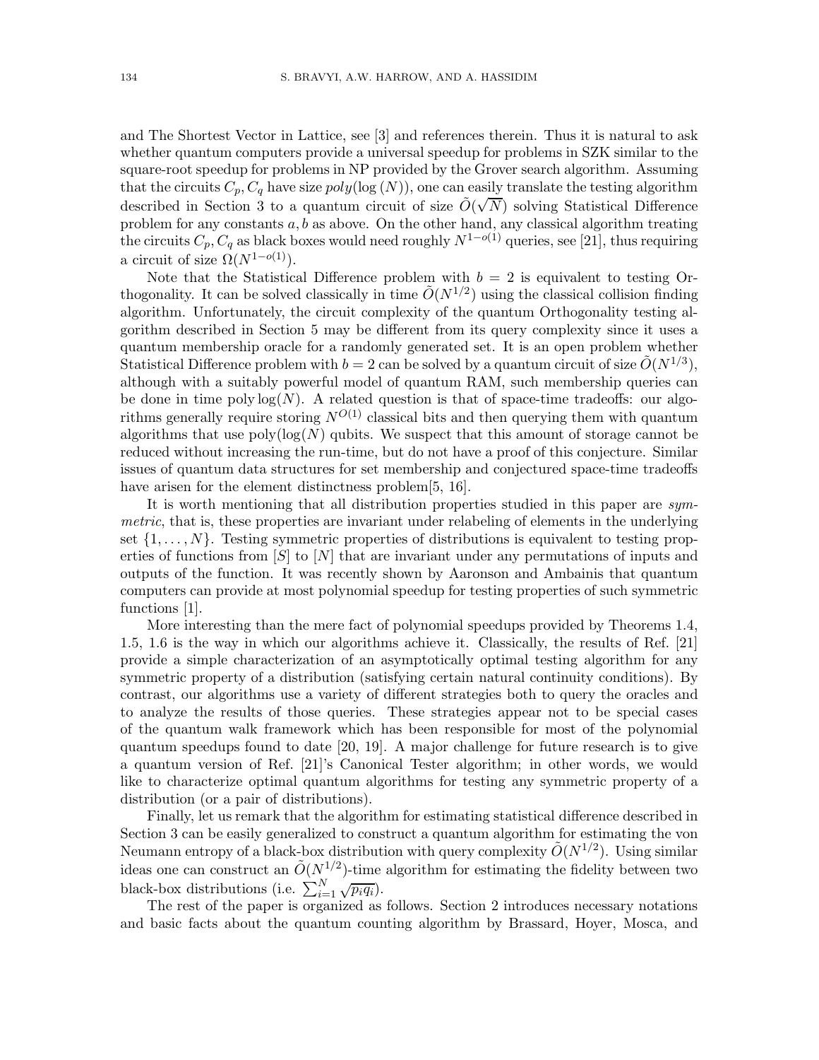and The Shortest Vector in Lattice, see [3] and references therein. Thus it is natural to ask whether quantum computers provide a universal speedup for problems in SZK similar to the square-root speedup for problems in NP provided by the Grover search algorithm. Assuming that the circuits $C_p, C_q$ have size $poly(\log(N))$, one can easily translate the testing algorithm described in Section 3 to a quantum circuit of size $\tilde{O}(\sqrt{N})$ solving Statistical Difference problem for any constants $a, b$ as above. On the other hand, any classical algorithm treating the circuits $C_p, C_q$ as black boxes would need roughly $N^{1-o(1)}$ queries, see [21], thus requiring a circuit of size $\Omega(N^{1-o(1)})$.

Note that the Statistical Difference problem with $b = 2$ is equivalent to testing Orthogonality. It can be solved classically in time $\tilde{O}(N^{1/2})$ using the classical collision finding algorithm. Unfortunately, the circuit complexity of the quantum Orthogonality testing algorithm described in Section 5 may be different from its query complexity since it uses a quantum membership oracle for a randomly generated set. It is an open problem whether Statistical Difference problem with $b = 2$ can be solved by a quantum circuit of size $\tilde{O}(N^{1/3})$, although with a suitably powerful model of quantum RAM, such membership queries can be done in time $\mathrm{poly}\log(N)$. A related question is that of space-time tradeoffs: our algorithms generally require storing $N^{O(1)}$ classical bits and then querying them with quantum algorithms that use $\mathrm{poly}(\log(N)$ qubits. We suspect that this amount of storage cannot be reduced without increasing the run-time, but do not have a proof of this conjecture. Similar issues of quantum data structures for set membership and conjectured space-time tradeoffs have arisen for the element distinctness problem[5, 16].

It is worth mentioning that all distribution properties studied in this paper are *symmetric*, that is, these properties are invariant under relabeling of elements in the underlying set $\{1, \ldots, N\}$. Testing symmetric properties of distributions is equivalent to testing properties of functions from $[S]$ to $[N]$ that are invariant under any permutations of inputs and outputs of the function. It was recently shown by Aaronson and Ambainis that quantum computers can provide at most polynomial speedup for testing properties of such symmetric functions [1].

More interesting than the mere fact of polynomial speedups provided by Theorems 1.4, 1.5, 1.6 is the way in which our algorithms achieve it. Classically, the results of Ref. [21] provide a simple characterization of an asymptotically optimal testing algorithm for any symmetric property of a distribution (satisfying certain natural continuity conditions). By contrast, our algorithms use a variety of different strategies both to query the oracles and to analyze the results of those queries. These strategies appear not to be special cases of the quantum walk framework which has been responsible for most of the polynomial quantum speedups found to date [20, 19]. A major challenge for future research is to give a quantum version of Ref. [21]'s Canonical Tester algorithm; in other words, we would like to characterize optimal quantum algorithms for testing any symmetric property of a distribution (or a pair of distributions).

Finally, let us remark that the algorithm for estimating statistical difference described in Section 3 can be easily generalized to construct a quantum algorithm for estimating the von Neumann entropy of a black-box distribution with query complexity $\tilde{O}(N^{1/2})$. Using similar ideas one can construct an $\tilde{O}(N^{1/2})$-time algorithm for estimating the fidelity between two black-box distributions (i.e. $\sum_{i=1}^{N} \sqrt{p_i q_i}$).

The rest of the paper is organized as follows. Section 2 introduces necessary notations and basic facts about the quantum counting algorithm by Brassard, Hoyer, Mosca, and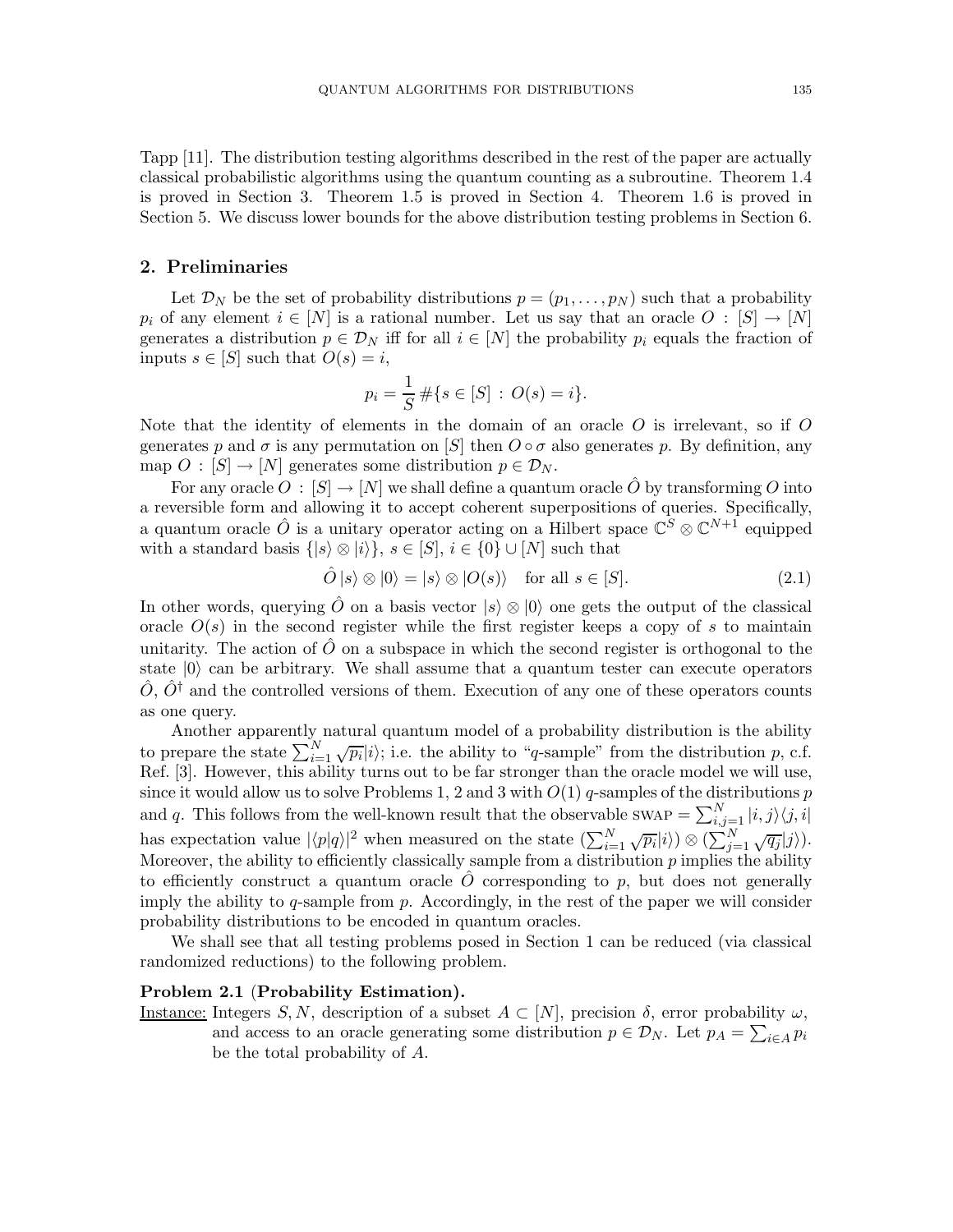Tapp [11]. The distribution testing algorithms described in the rest of the paper are actually classical probabilistic algorithms using the quantum counting as a subroutine. Theorem 1.4 is proved in Section 3. Theorem 1.5 is proved in Section 4. Theorem 1.6 is proved in Section 5. We discuss lower bounds for the above distribution testing problems in Section 6.

## 2. Preliminaries

Let $\mathcal{D}_N$ be the set of probability distributions $p = (p_1, \ldots, p_N)$ such that a probability $p_i$ of any element $i \in [N]$ is a rational number. Let us say that an oracle $O : [S] \to [N]$ generates a distribution $p \in \mathcal{D}_N$ iff for all $i \in [N]$ the probability $p_i$ equals the fraction of inputs $s \in [S]$ such that $O(s) = i$,

$$p_i = \frac{1}{S} \# \{ s \in [S] \, : \, O(s) = i \}.$$

Note that the identity of elements in the domain of an oracle $O$ is irrelevant, so if $O$ generates $p$ and $\sigma$ is any permutation on $[S]$ then $O \circ \sigma$ also generates $p$. By definition, any map $O : [S] \to [N]$ generates some distribution $p \in \mathcal{D}_N$.

For any oracle $O : [S] \to [N]$ we shall define a quantum oracle $\hat{O}$ by transforming $O$ into a reversible form and allowing it to accept coherent superpositions of queries. Specifically, a quantum oracle $\hat{O}$ is a unitary operator acting on a Hilbert space $\mathbb{C}^S \otimes \mathbb{C}^{N+1}$ equipped with a standard basis $\{|s\rangle \otimes |i\rangle\}$, $s \in [S]$, $i \in \{0\} \cup [N]$ such that

$$\hat{O} \, |s\rangle \otimes |0\rangle = |s\rangle \otimes |O(s)\rangle \quad \text{for all } s \in [S]. \tag{2.1}$$

In other words, querying $\hat{O}$ on a basis vector $|s\rangle \otimes |0\rangle$ one gets the output of the classical oracle $O(s)$ in the second register while the first register keeps a copy of $s$ to maintain unitarity. The action of $\hat{O}$ on a subspace in which the second register is orthogonal to the state $|0\rangle$ can be arbitrary. We shall assume that a quantum tester can execute operators $\hat{O}$, $\hat{O}^\dagger$ and the controlled versions of them. Execution of any one of these operators counts as one query.

Another apparently natural quantum model of a probability distribution is the ability to prepare the state $\sum_{i=1}^N \sqrt{p_i} |i\rangle$; i.e. the ability to "$q$-sample" from the distribution $p$, c.f. Ref. [3]. However, this ability turns out to be far stronger than the oracle model we will use, since it would allow us to solve Problems 1, 2 and 3 with $O(1)$ $q$-samples of the distributions $p$ and $q$. This follows from the well-known result that the observable $\text{SWAP} = \sum_{i,j=1}^N |i,j\rangle\langle j,i|$ has expectation value $|\langle p|q\rangle|^2$ when measured on the state $(\sum_{i=1}^N \sqrt{p_i}|i\rangle) \otimes (\sum_{j=1}^N \sqrt{q_j}|j\rangle)$. Moreover, the ability to efficiently classically sample from a distribution $p$ implies the ability to efficiently construct a quantum oracle $\hat{O}$ corresponding to $p$, but does not generally imply the ability to $q$-sample from $p$. Accordingly, in the rest of the paper we will consider probability distributions to be encoded in quantum oracles.

We shall see that all testing problems posed in Section 1 can be reduced (via classical randomized reductions) to the following problem.

**Problem 2.1** (**Probability Estimation).**

Instance: Integers $S, N$, description of a subset $A \subset [N]$, precision $\delta$, error probability $\omega$, and access to an oracle generating some distribution $p \in \mathcal{D}_N$. Let $p_A = \sum_{i \in A} p_i$ be the total probability of $A$.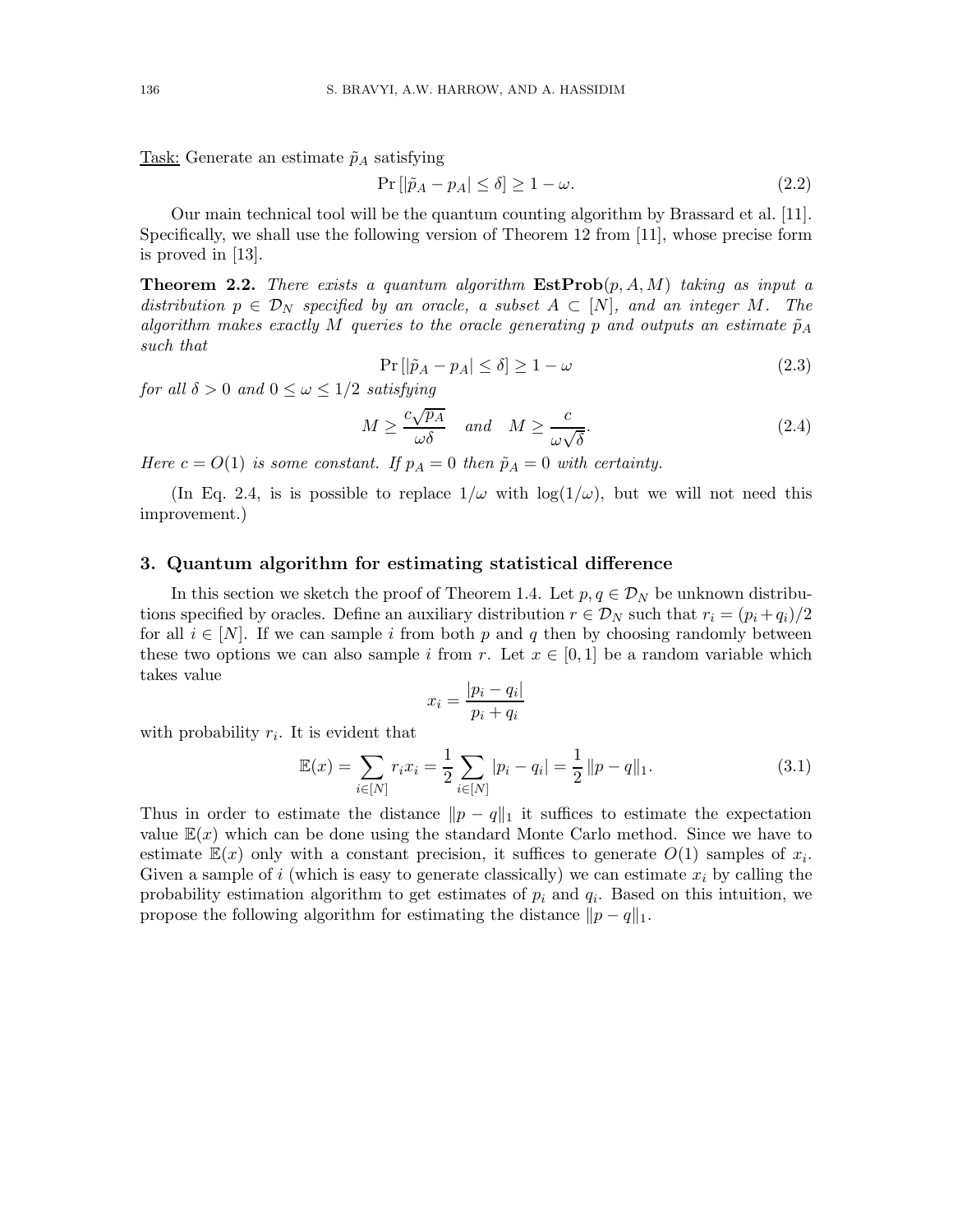Task: Generate an estimate $\tilde{p}_A$ satisfying

$$\Pr\left[|\tilde{p}_A - p_A| \leq \delta\right] \geq 1 - \omega. \tag{2.2}$$

Our main technical tool will be the quantum counting algorithm by Brassard et al. [11]. Specifically, we shall use the following version of Theorem 12 from [11], whose precise form is proved in [13].

**Theorem 2.2.** *There exists a quantum algorithm* $\mathbf{EstProb}(p, A, M)$ *taking as input a distribution* $p \in \mathcal{D}_N$ *specified by an oracle, a subset* $A \subset [N]$*, and an integer* $M$*. The algorithm makes exactly* $M$ *queries to the oracle generating* $p$ *and outputs an estimate* $\tilde{p}_A$ *such that*

$$\Pr\left[|\tilde{p}_A - p_A| \leq \delta\right] \geq 1 - \omega \tag{2.3}$$

*for all* $\delta > 0$ *and* $0 \leq \omega \leq 1/2$ *satisfying*

$$M \geq \frac{c\sqrt{p_A}}{\omega\delta} \quad \text{and} \quad M \geq \frac{c}{\omega\sqrt{\delta}}. \tag{2.4}$$

*Here* $c = O(1)$ *is some constant. If* $p_A = 0$ *then* $\tilde{p}_A = 0$ *with certainty.*

(In Eq. 2.4, is is possible to replace $1/\omega$ with $\log(1/\omega)$, but we will not need this improvement.)

## 3. Quantum algorithm for estimating statistical difference

In this section we sketch the proof of Theorem 1.4. Let $p, q \in \mathcal{D}_N$ be unknown distributions specified by oracles. Define an auxiliary distribution $r \in \mathcal{D}_N$ such that $r_i = (p_i + q_i)/2$ for all $i \in [N]$. If we can sample $i$ from both $p$ and $q$ then by choosing randomly between these two options we can also sample $i$ from $r$. Let $x \in [0, 1]$ be a random variable which takes value

$$x_i = \frac{|p_i - q_i|}{p_i + q_i}$$

with probability $r_i$. It is evident that

$$\mathbb{E}(x) = \sum_{i \in [N]} r_i x_i = \frac{1}{2} \sum_{i \in [N]} |p_i - q_i| = \frac{1}{2} \|p - q\|_1. \tag{3.1}$$

Thus in order to estimate the distance $\|p - q\|_1$ it suffices to estimate the expectation value $\mathbb{E}(x)$ which can be done using the standard Monte Carlo method. Since we have to estimate $\mathbb{E}(x)$ only with a constant precision, it suffices to generate $O(1)$ samples of $x_i$. Given a sample of $i$ (which is easy to generate classically) we can estimate $x_i$ by calling the probability estimation algorithm to get estimates of $p_i$ and $q_i$. Based on this intuition, we propose the following algorithm for estimating the distance $\|p - q\|_1$.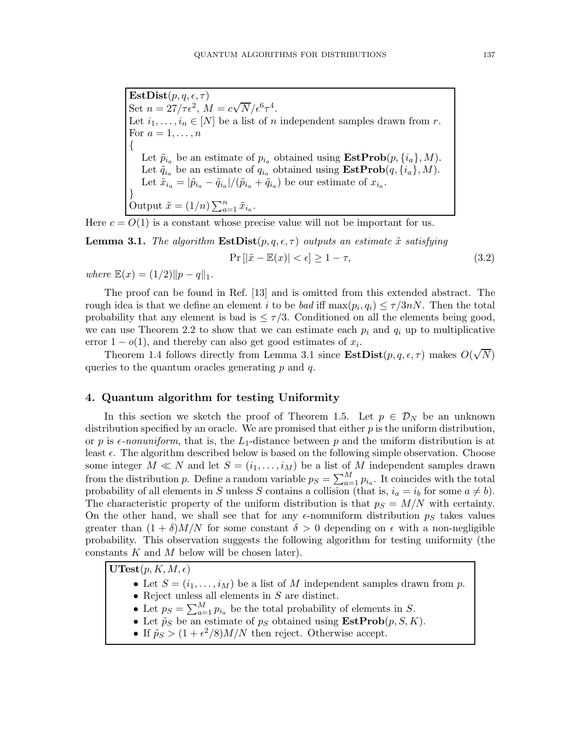```
EstDist(p, q, ϵ, τ)
Set n = 27/τϵ², M = c√N/ϵ⁶τ⁴.
Let i_1, ..., i_n ∈ [N] be a list of n independent samples drawn from r.
For a = 1, ..., n
{
   Let p̃_{i_a} be an estimate of p_{i_a} obtained using EstProb(p, {i_a}, M).
   Let q̃_{i_a} be an estimate of q_{i_a} obtained using EstProb(q, {i_a}, M).
   Let x̃_{i_a} = |p̃_{i_a} − q̃_{i_a}|/(p̃_{i_a} + q̃_{i_a}) be our estimate of x_{i_a}.
}
Output x̃ = (1/n) Σ_{a=1}^{n} x̃_{i_a}.
```

Here $c = O(1)$ is a constant whose precise value will not be important for us.

**Lemma 3.1.** *The algorithm* $\mathbf{EstDist}(p, q, \epsilon, \tau)$ *outputs an estimate* $\tilde{x}$ *satisfying*

$$\Pr\left[|\tilde{x} - \mathbb{E}(x)| < \epsilon\right] \geq 1 - \tau, \tag{3.2}$$

*where* $\mathbb{E}(x) = (1/2)\|p - q\|_1$.

The proof can be found in Ref. [13] and is omitted from this extended abstract. The rough idea is that we define an element $i$ to be *bad* iff $\max(p_i, q_i) \leq \tau/3nN$. Then the total probability that any element is bad is $\leq \tau/3$. Conditioned on all the elements being good, we can use Theorem 2.2 to show that we can estimate each $p_i$ and $q_i$ up to multiplicative error $1 - o(1)$, and thereby can also get good estimates of $x_i$.

Theorem 1.4 follows directly from Lemma 3.1 since $\mathbf{EstDist}(p, q, \epsilon, \tau)$ makes $O(\sqrt{N})$ queries to the quantum oracles generating $p$ and $q$.

## 4. Quantum algorithm for testing Uniformity

In this section we sketch the proof of Theorem 1.5. Let $p \in \mathcal{D}_N$ be an unknown distribution specified by an oracle. We are promised that either $p$ is the uniform distribution, or $p$ is $\epsilon$-*nonuniform*, that is, the $L_1$-distance between $p$ and the uniform distribution is at least $\epsilon$. The algorithm described below is based on the following simple observation. Choose some integer $M \ll N$ and let $S = (i_1, \ldots, i_M)$ be a list of $M$ independent samples drawn from the distribution $p$. Define a random variable $p_S = \sum_{a=1}^{M} p_{i_a}$. It coincides with the total probability of all elements in $S$ unless $S$ contains a collision (that is, $i_a = i_b$ for some $a \neq b$). The characteristic property of the uniform distribution is that $p_S = M/N$ with certainty. On the other hand, we shall see that for any $\epsilon$-nonuniform distribution $p_S$ takes values greater than $(1 + \delta)M/N$ for some constant $\delta > 0$ depending on $\epsilon$ with a non-negligible probability. This observation suggests the following algorithm for testing uniformity (the constants $K$ and $M$ below will be chosen later).

**UTest**$(p, K, M, \epsilon)$

- Let $S = (i_1, \ldots, i_M)$ be a list of $M$ independent samples drawn from $p$.
- Reject unless all elements in $S$ are distinct.
- Let $p_S = \sum_{a=1}^{M} p_{i_a}$ be the total probability of elements in $S$.
- Let $\tilde{p}_S$ be an estimate of $p_S$ obtained using $\mathbf{EstProb}(p, S, K)$.
- If $\tilde{p}_S > (1 + \epsilon^2/8)M/N$ then reject. Otherwise accept.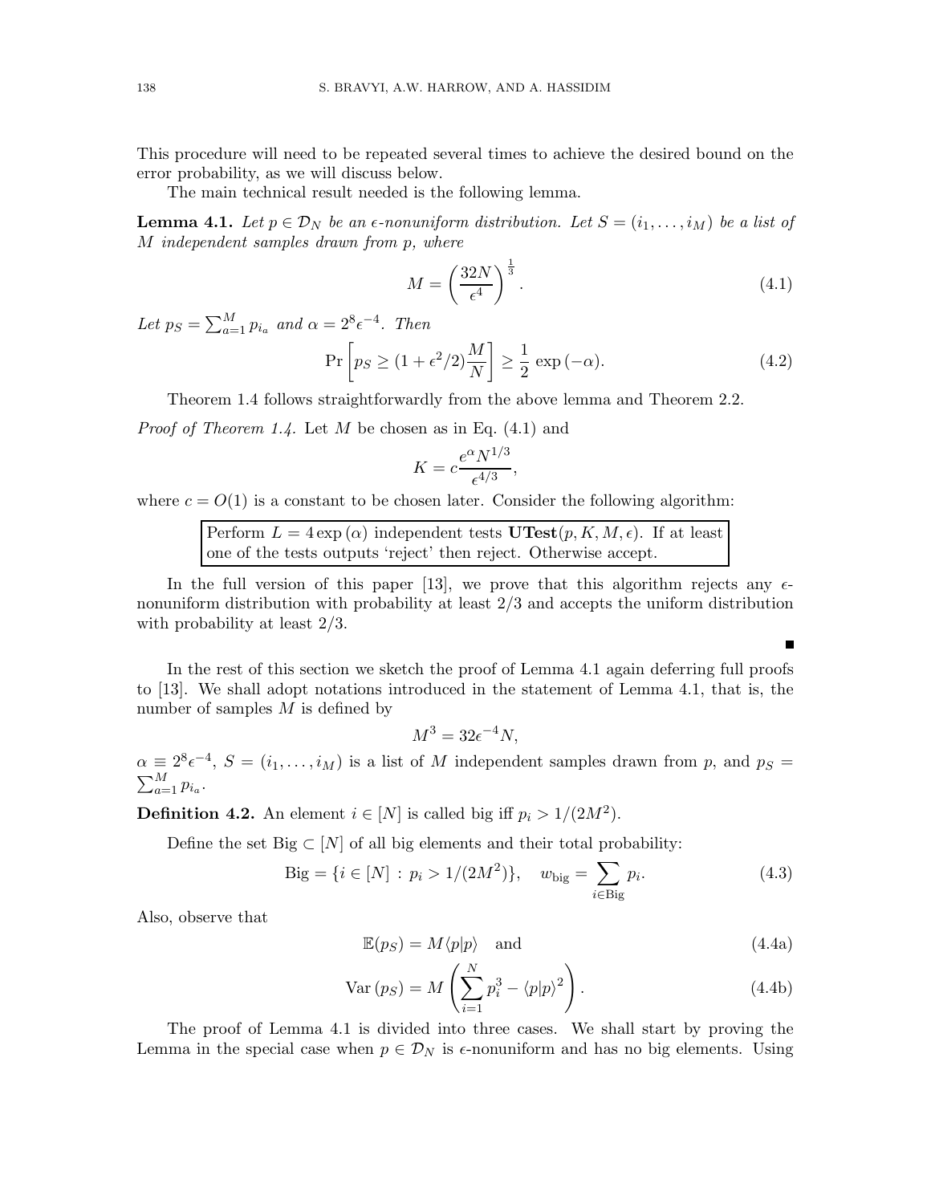This procedure will need to be repeated several times to achieve the desired bound on the error probability, as we will discuss below.

The main technical result needed is the following lemma.

**Lemma 4.1.** *Let $p \in \mathcal{D}_N$ be an $\epsilon$-nonuniform distribution. Let $S = (i_1, \ldots, i_M)$ be a list of $M$ independent samples drawn from $p$, where*

$$M = \left(\frac{32N}{\epsilon^4}\right)^{\frac{1}{3}}. \tag{4.1}$$

*Let $p_S = \sum_{a=1}^{M} p_{i_a}$ and $\alpha = 2^8 \epsilon^{-4}$. Then*

$$\Pr\left[p_S \geq (1 + \epsilon^2/2)\frac{M}{N}\right] \geq \frac{1}{2}\exp(-\alpha). \tag{4.2}$$

Theorem 1.4 follows straightforwardly from the above lemma and Theorem 2.2.

*Proof of Theorem 1.4.* Let $M$ be chosen as in Eq. (4.1) and

$$K = c\frac{e^{\alpha} N^{1/3}}{\epsilon^{4/3}},$$

where $c = O(1)$ is a constant to be chosen later. Consider the following algorithm:

> Perform $L = 4\exp(\alpha)$ independent tests $\mathbf{UTest}(p, K, M, \epsilon)$. If at least one of the tests outputs 'reject' then reject. Otherwise accept.

In the full version of this paper [13], we prove that this algorithm rejects any $\epsilon$-nonuniform distribution with probability at least 2/3 and accepts the uniform distribution with probability at least 2/3.

∎

In the rest of this section we sketch the proof of Lemma 4.1 again deferring full proofs to [13]. We shall adopt notations introduced in the statement of Lemma 4.1, that is, the number of samples $M$ is defined by

$$M^3 = 32\epsilon^{-4} N,$$

$\alpha \equiv 2^8 \epsilon^{-4}$, $S = (i_1, \ldots, i_M)$ is a list of $M$ independent samples drawn from $p$, and $p_S = \sum_{a=1}^{M} p_{i_a}$.

**Definition 4.2.** An element $i \in [N]$ is called big iff $p_i > 1/(2M^2)$.

Define the set Big $\subset [N]$ of all big elements and their total probability:

$$\text{Big} = \{i \in [N] \,:\, p_i > 1/(2M^2)\}, \quad w_{\text{big}} = \sum_{i \in \text{Big}} p_i. \tag{4.3}$$

Also, observe that

$$\mathbb{E}(p_S) = M\langle p|p\rangle \quad \text{and} \tag{4.4a}$$

$$\text{Var}(p_S) = M\left(\sum_{i=1}^{N} p_i^3 - \langle p|p\rangle^2\right). \tag{4.4b}$$

The proof of Lemma 4.1 is divided into three cases. We shall start by proving the Lemma in the special case when $p \in \mathcal{D}_N$ is $\epsilon$-nonuniform and has no big elements. Using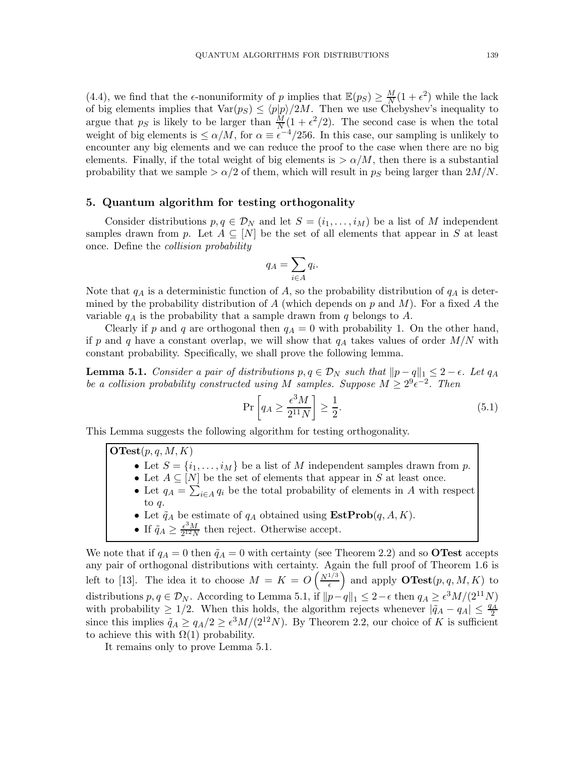(4.4), we find that the $\epsilon$-nonuniformity of $p$ implies that $\mathbb{E}(p_S) \geq \frac{M}{N}(1+\epsilon^2)$ while the lack of big elements implies that $\mathrm{Var}(p_S) \leq \langle p|p\rangle/2M$. Then we use Chebyshev's inequality to argue that $p_S$ is likely to be larger than $\frac{M}{N}(1+\epsilon^2/2)$. The second case is when the total weight of big elements is $\leq \alpha/M$, for $\alpha \equiv \epsilon^{-4}/256$. In this case, our sampling is unlikely to encounter any big elements and we can reduce the proof to the case when there are no big elements. Finally, if the total weight of big elements is $> \alpha/M$, then there is a substantial probability that we sample $> \alpha/2$ of them, which will result in $p_S$ being larger than $2M/N$.

## 5. Quantum algorithm for testing orthogonality

Consider distributions $p, q \in \mathcal{D}_N$ and let $S = (i_1, \ldots, i_M)$ be a list of $M$ independent samples drawn from $p$. Let $A \subseteq [N]$ be the set of all elements that appear in $S$ at least once. Define the *collision probability*

$$q_A = \sum_{i \in A} q_i.$$

Note that $q_A$ is a deterministic function of $A$, so the probability distribution of $q_A$ is determined by the probability distribution of $A$ (which depends on $p$ and $M$). For a fixed $A$ the variable $q_A$ is the probability that a sample drawn from $q$ belongs to $A$.

Clearly if $p$ and $q$ are orthogonal then $q_A = 0$ with probability 1. On the other hand, if $p$ and $q$ have a constant overlap, we will show that $q_A$ takes values of order $M/N$ with constant probability. Specifically, we shall prove the following lemma.

**Lemma 5.1.** *Consider a pair of distributions $p, q \in \mathcal{D}_N$ such that $\|p - q\|_1 \leq 2 - \epsilon$. Let $q_A$ be a collision probability constructed using $M$ samples. Suppose $M \geq 2^9 \epsilon^{-2}$. Then*

$$\Pr\left[q_A \geq \frac{\epsilon^3 M}{2^{11} N}\right] \geq \frac{1}{2}. \tag{5.1}$$

This Lemma suggests the following algorithm for testing orthogonality.

> **OTest**$(p, q, M, K)$
> - Let $S = \{i_1, \ldots, i_M\}$ be a list of $M$ independent samples drawn from $p$.
> - Let $A \subseteq [N]$ be the set of elements that appear in $S$ at least once.
> - Let $q_A = \sum_{i \in A} q_i$ be the total probability of elements in $A$ with respect to $q$.
> - Let $\tilde{q}_A$ be estimate of $q_A$ obtained using **EstProb**$(q, A, K)$.
> - If $\tilde{q}_A \geq \frac{\epsilon^3 M}{2^{12} N}$ then reject. Otherwise accept.

We note that if $q_A = 0$ then $\tilde{q}_A = 0$ with certainty (see Theorem 2.2) and so **OTest** accepts any pair of orthogonal distributions with certainty. Again the full proof of Theorem 1.6 is left to [13]. The idea it to choose $M = K = O\left(\frac{N^{1/3}}{\epsilon}\right)$ and apply **OTest**$(p, q, M, K)$ to distributions $p, q \in \mathcal{D}_N$. According to Lemma 5.1, if $\|p - q\|_1 \leq 2 - \epsilon$ then $q_A \geq \epsilon^3 M/(2^{11} N)$ with probability $\geq 1/2$. When this holds, the algorithm rejects whenever $|\tilde{q}_A - q_A| \leq \frac{q_A}{2}$ since this implies $\tilde{q}_A \geq q_A/2 \geq \epsilon^3 M/(2^{12} N)$. By Theorem 2.2, our choice of $K$ is sufficient to achieve this with $\Omega(1)$ probability.

It remains only to prove Lemma 5.1.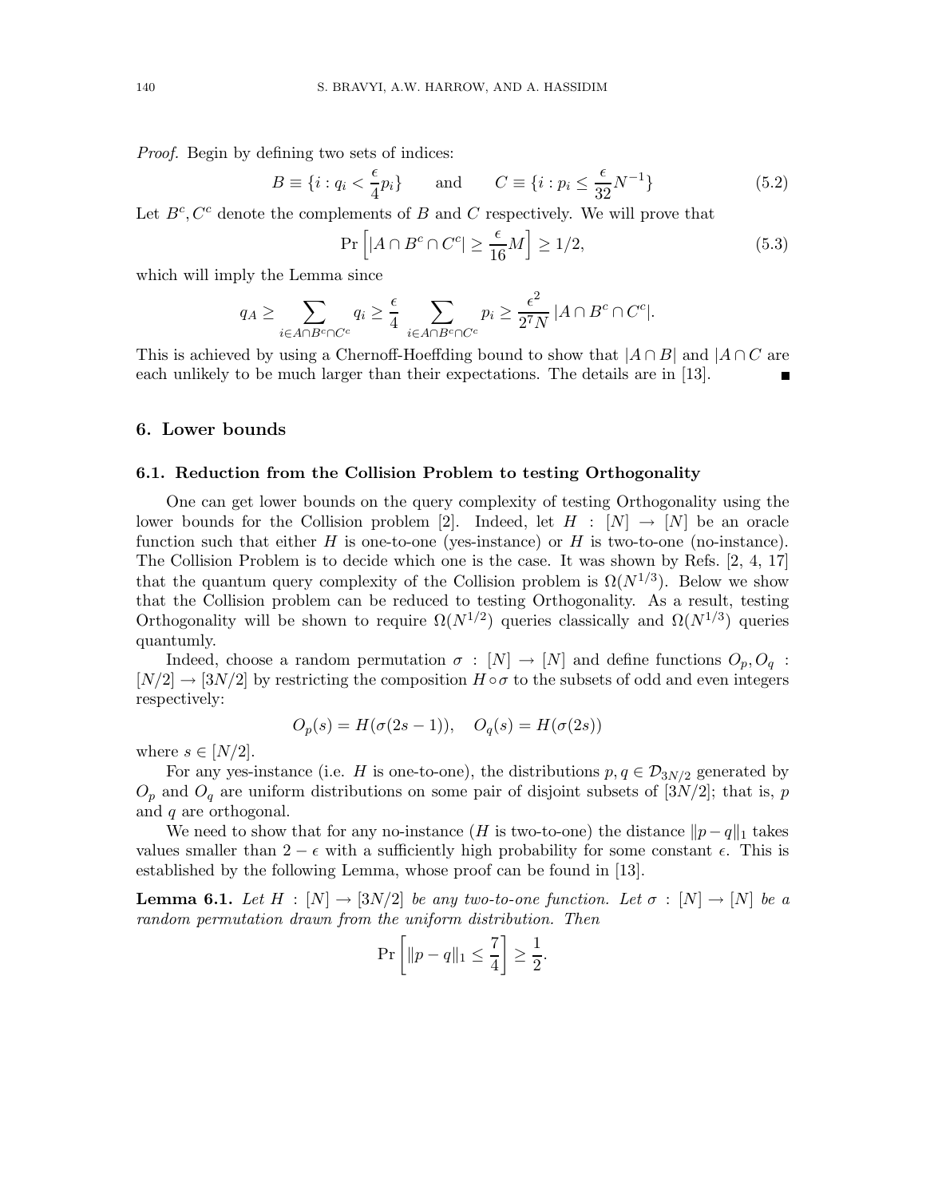*Proof.* Begin by defining two sets of indices:

$$B \equiv \{i : q_i < \frac{\epsilon}{4} p_i\} \qquad \text{and} \qquad C \equiv \{i : p_i \leq \frac{\epsilon}{32} N^{-1}\} \tag{5.2}$$

Let $B^c, C^c$ denote the complements of $B$ and $C$ respectively. We will prove that

$$\Pr\left[|A \cap B^c \cap C^c| \geq \frac{\epsilon}{16} M\right] \geq 1/2, \tag{5.3}$$

which will imply the Lemma since

$$q_A \geq \sum_{i \in A \cap B^c \cap C^c} q_i \geq \frac{\epsilon}{4} \sum_{i \in A \cap B^c \cap C^c} p_i \geq \frac{\epsilon^2}{2^7 N} |A \cap B^c \cap C^c|.$$

This is achieved by using a Chernoff-Hoeffding bound to show that $|A \cap B|$ and $|A \cap C$ are each unlikely to be much larger than their expectations. The details are in [13]. ∎

## 6. Lower bounds

### 6.1. Reduction from the Collision Problem to testing Orthogonality

One can get lower bounds on the query complexity of testing Orthogonality using the lower bounds for the Collision problem [2]. Indeed, let $H : [N] \to [N]$ be an oracle function such that either $H$ is one-to-one (yes-instance) or $H$ is two-to-one (no-instance). The Collision Problem is to decide which one is the case. It was shown by Refs. [2, 4, 17] that the quantum query complexity of the Collision problem is $\Omega(N^{1/3})$. Below we show that the Collision problem can be reduced to testing Orthogonality. As a result, testing Orthogonality will be shown to require $\Omega(N^{1/2})$ queries classically and $\Omega(N^{1/3})$ queries quantumly.

Indeed, choose a random permutation $\sigma : [N] \to [N]$ and define functions $O_p, O_q : [N/2] \to [3N/2]$ by restricting the composition $H \circ \sigma$ to the subsets of odd and even integers respectively:

$$O_p(s) = H(\sigma(2s-1)), \quad O_q(s) = H(\sigma(2s))$$

where $s \in [N/2]$.

For any yes-instance (i.e. $H$ is one-to-one), the distributions $p, q \in \mathcal{D}_{3N/2}$ generated by $O_p$ and $O_q$ are uniform distributions on some pair of disjoint subsets of $[3N/2]$; that is, $p$ and $q$ are orthogonal.

We need to show that for any no-instance ($H$ is two-to-one) the distance $\|p - q\|_1$ takes values smaller than $2 - \epsilon$ with a sufficiently high probability for some constant $\epsilon$. This is established by the following Lemma, whose proof can be found in [13].

**Lemma 6.1.** *Let $H : [N] \to [3N/2]$ be any two-to-one function. Let $\sigma : [N] \to [N]$ be a random permutation drawn from the uniform distribution. Then*

$$\Pr\left[\|p - q\|_1 \leq \frac{7}{4}\right] \geq \frac{1}{2}.$$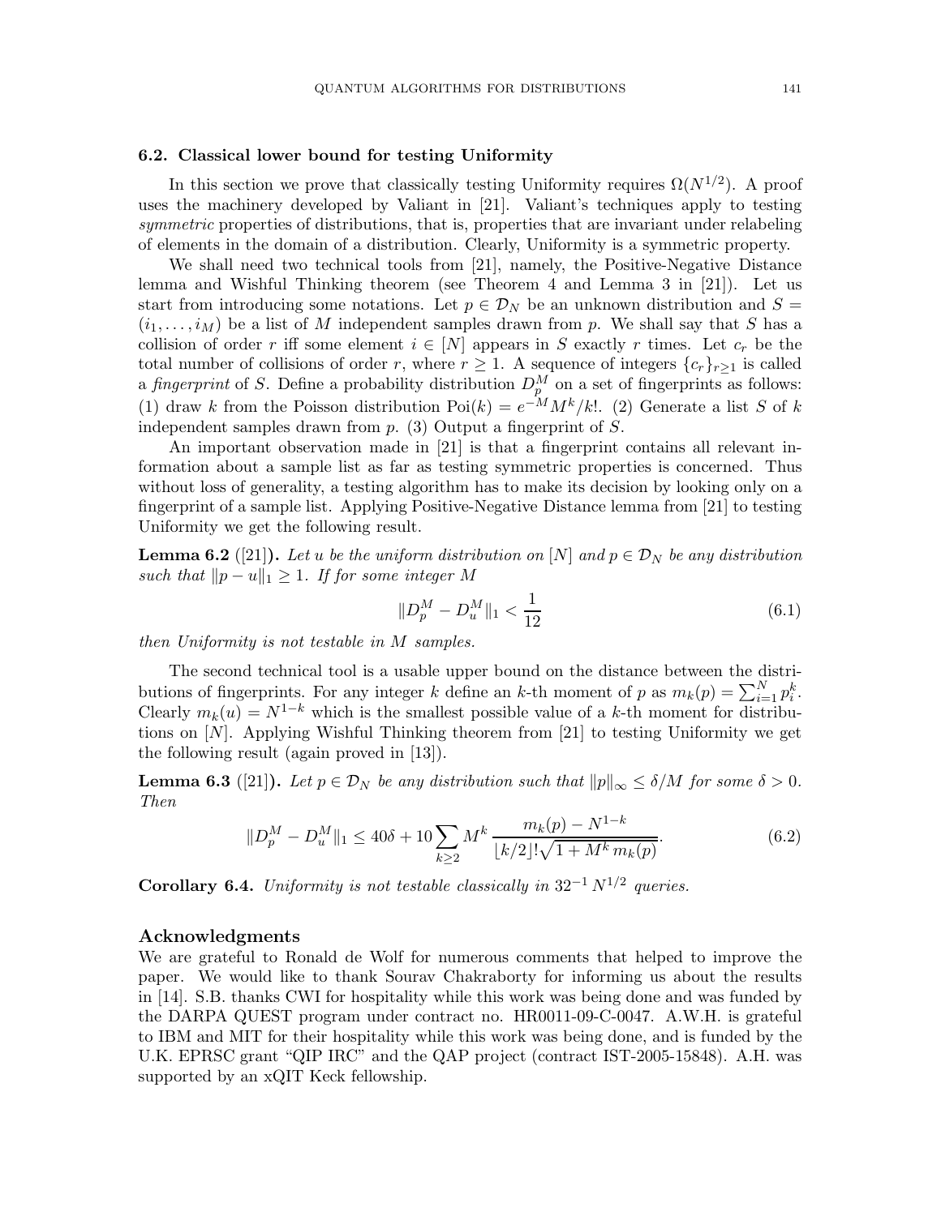### 6.2. Classical lower bound for testing Uniformity

In this section we prove that classically testing Uniformity requires $\Omega(N^{1/2})$. A proof uses the machinery developed by Valiant in [21]. Valiant's techniques apply to testing *symmetric* properties of distributions, that is, properties that are invariant under relabeling of elements in the domain of a distribution. Clearly, Uniformity is a symmetric property.

We shall need two technical tools from [21], namely, the Positive-Negative Distance lemma and Wishful Thinking theorem (see Theorem 4 and Lemma 3 in [21]). Let us start from introducing some notations. Let $p \in \mathcal{D}_N$ be an unknown distribution and $S = (i_1, \ldots, i_M)$ be a list of $M$ independent samples drawn from $p$. We shall say that $S$ has a collision of order $r$ iff some element $i \in [N]$ appears in $S$ exactly $r$ times. Let $c_r$ be the total number of collisions of order $r$, where $r \geq 1$. A sequence of integers $\{c_r\}_{r\geq 1}$ is called a *fingerprint* of $S$. Define a probability distribution $D_p^M$ on a set of fingerprints as follows: (1) draw $k$ from the Poisson distribution $\mathrm{Poi}(k) = e^{-M} M^k/k!$. (2) Generate a list $S$ of $k$ independent samples drawn from $p$. (3) Output a fingerprint of $S$.

An important observation made in [21] is that a fingerprint contains all relevant information about a sample list as far as testing symmetric properties is concerned. Thus without loss of generality, a testing algorithm has to make its decision by looking only on a fingerprint of a sample list. Applying Positive-Negative Distance lemma from [21] to testing Uniformity we get the following result.

**Lemma 6.2** ([21])**.** *Let $u$ be the uniform distribution on $[N]$ and $p \in \mathcal{D}_N$ be any distribution such that $\|p - u\|_1 \geq 1$. If for some integer $M$*

$$\|D_p^M - D_u^M\|_1 < \frac{1}{12} \tag{6.1}$$

*then Uniformity is not testable in $M$ samples.*

The second technical tool is a usable upper bound on the distance between the distributions of fingerprints. For any integer $k$ define an $k$-th moment of $p$ as $m_k(p) = \sum_{i=1}^N p_i^k$. Clearly $m_k(u) = N^{1-k}$ which is the smallest possible value of a $k$-th moment for distributions on $[N]$. Applying Wishful Thinking theorem from [21] to testing Uniformity we get the following result (again proved in [13]).

**Lemma 6.3** ([21])**.** *Let $p \in \mathcal{D}_N$ be any distribution such that $\|p\|_\infty \leq \delta/M$ for some $\delta > 0$. Then*

$$\|D_p^M - D_u^M\|_1 \leq 40\delta + 10 \sum_{k\geq 2} M^k \, \frac{m_k(p) - N^{1-k}}{\lfloor k/2 \rfloor! \sqrt{1 + M^k \, m_k(p)}}. \tag{6.2}$$

**Corollary 6.4.** *Uniformity is not testable classically in $32^{-1} N^{1/2}$ queries.*

## Acknowledgments

We are grateful to Ronald de Wolf for numerous comments that helped to improve the paper. We would like to thank Sourav Chakraborty for informing us about the results in [14]. S.B. thanks CWI for hospitality while this work was being done and was funded by the DARPA QUEST program under contract no. HR0011-09-C-0047. A.W.H. is grateful to IBM and MIT for their hospitality while this work was being done, and is funded by the U.K. EPRSC grant "QIP IRC" and the QAP project (contract IST-2005-15848). A.H. was supported by an xQIT Keck fellowship.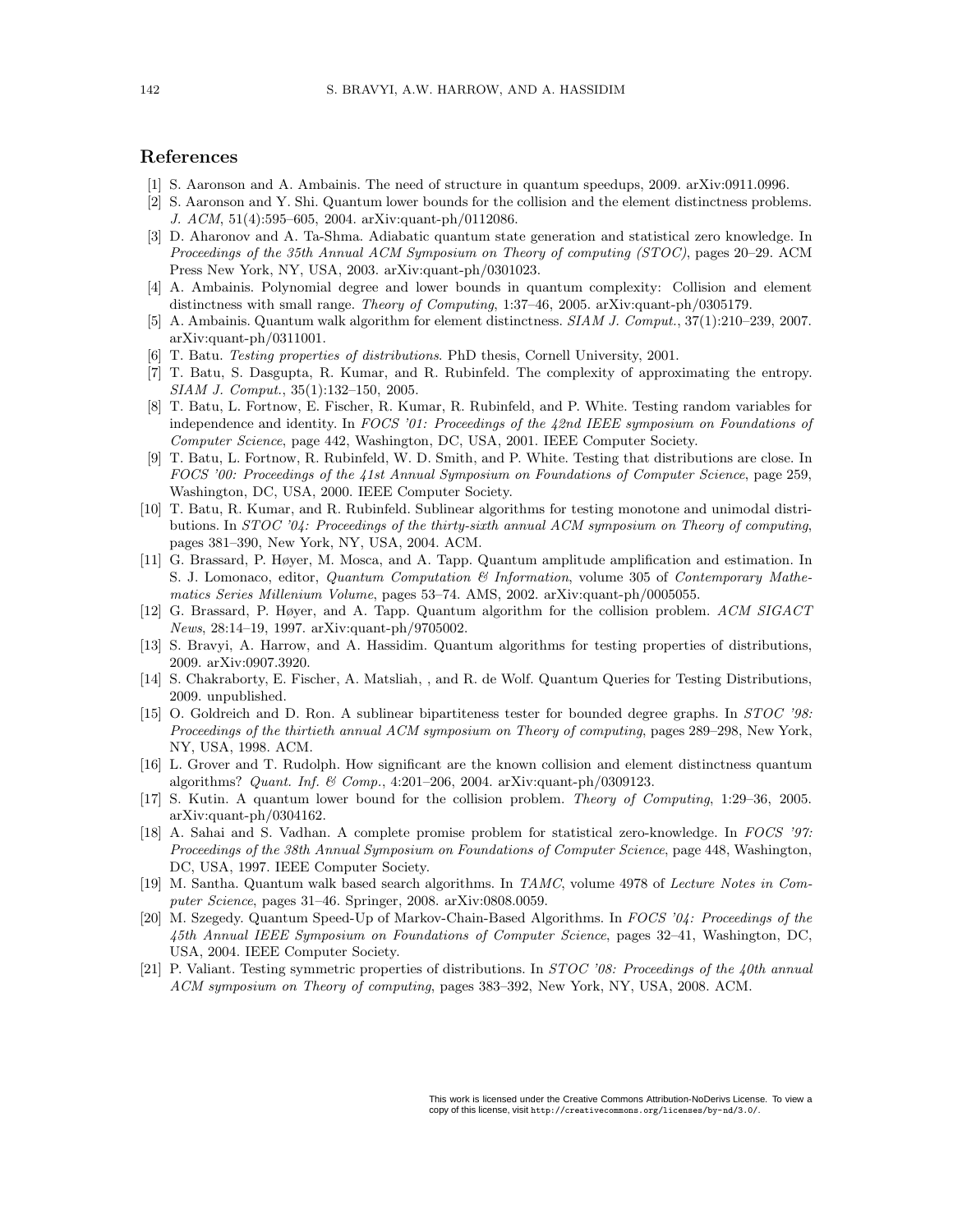## References

[1] S. Aaronson and A. Ambainis. The need of structure in quantum speedups, 2009. arXiv:0911.0996.

[2] S. Aaronson and Y. Shi. Quantum lower bounds for the collision and the element distinctness problems. *J. ACM*, 51(4):595–605, 2004. arXiv:quant-ph/0112086.

[3] D. Aharonov and A. Ta-Shma. Adiabatic quantum state generation and statistical zero knowledge. In *Proceedings of the 35th Annual ACM Symposium on Theory of computing (STOC)*, pages 20–29. ACM Press New York, NY, USA, 2003. arXiv:quant-ph/0301023.

[4] A. Ambainis. Polynomial degree and lower bounds in quantum complexity: Collision and element distinctness with small range. *Theory of Computing*, 1:37–46, 2005. arXiv:quant-ph/0305179.

[5] A. Ambainis. Quantum walk algorithm for element distinctness. *SIAM J. Comput.*, 37(1):210–239, 2007. arXiv:quant-ph/0311001.

[6] T. Batu. *Testing properties of distributions*. PhD thesis, Cornell University, 2001.

[7] T. Batu, S. Dasgupta, R. Kumar, and R. Rubinfeld. The complexity of approximating the entropy. *SIAM J. Comput.*, 35(1):132–150, 2005.

[8] T. Batu, L. Fortnow, E. Fischer, R. Kumar, R. Rubinfeld, and P. White. Testing random variables for independence and identity. In *FOCS '01: Proceedings of the 42nd IEEE symposium on Foundations of Computer Science*, page 442, Washington, DC, USA, 2001. IEEE Computer Society.

[9] T. Batu, L. Fortnow, R. Rubinfeld, W. D. Smith, and P. White. Testing that distributions are close. In *FOCS '00: Proceedings of the 41st Annual Symposium on Foundations of Computer Science*, page 259, Washington, DC, USA, 2000. IEEE Computer Society.

[10] T. Batu, R. Kumar, and R. Rubinfeld. Sublinear algorithms for testing monotone and unimodal distributions. In *STOC '04: Proceedings of the thirty-sixth annual ACM symposium on Theory of computing*, pages 381–390, New York, NY, USA, 2004. ACM.

[11] G. Brassard, P. Høyer, M. Mosca, and A. Tapp. Quantum amplitude amplification and estimation. In S. J. Lomonaco, editor, *Quantum Computation & Information*, volume 305 of *Contemporary Mathematics Series Millenium Volume*, pages 53–74. AMS, 2002. arXiv:quant-ph/0005055.

[12] G. Brassard, P. Høyer, and A. Tapp. Quantum algorithm for the collision problem. *ACM SIGACT News*, 28:14–19, 1997. arXiv:quant-ph/9705002.

[13] S. Bravyi, A. Harrow, and A. Hassidim. Quantum algorithms for testing properties of distributions, 2009. arXiv:0907.3920.

[14] S. Chakraborty, E. Fischer, A. Matsliah, , and R. de Wolf. Quantum Queries for Testing Distributions, 2009. unpublished.

[15] O. Goldreich and D. Ron. A sublinear bipartiteness tester for bounded degree graphs. In *STOC '98: Proceedings of the thirtieth annual ACM symposium on Theory of computing*, pages 289–298, New York, NY, USA, 1998. ACM.

[16] L. Grover and T. Rudolph. How significant are the known collision and element distinctness quantum algorithms? *Quant. Inf. & Comp.*, 4:201–206, 2004. arXiv:quant-ph/0309123.

[17] S. Kutin. A quantum lower bound for the collision problem. *Theory of Computing*, 1:29–36, 2005. arXiv:quant-ph/0304162.

[18] A. Sahai and S. Vadhan. A complete promise problem for statistical zero-knowledge. In *FOCS '97: Proceedings of the 38th Annual Symposium on Foundations of Computer Science*, page 448, Washington, DC, USA, 1997. IEEE Computer Society.

[19] M. Santha. Quantum walk based search algorithms. In *TAMC*, volume 4978 of *Lecture Notes in Computer Science*, pages 31–46. Springer, 2008. arXiv:0808.0059.

[20] M. Szegedy. Quantum Speed-Up of Markov-Chain-Based Algorithms. In *FOCS '04: Proceedings of the 45th Annual IEEE Symposium on Foundations of Computer Science*, pages 32–41, Washington, DC, USA, 2004. IEEE Computer Society.

[21] P. Valiant. Testing symmetric properties of distributions. In *STOC '08: Proceedings of the 40th annual ACM symposium on Theory of computing*, pages 383–392, New York, NY, USA, 2008. ACM.

This work is licensed under the Creative Commons Attribution-NoDerivs License. To view a copy of this license, visit `http://creativecommons.org/licenses/by-nd/3.0/`.